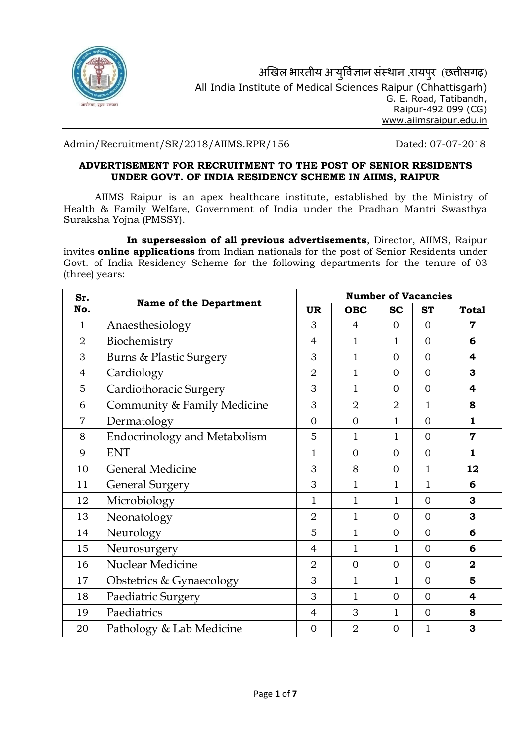अखिल भारतीय आयुर्विज्ञान संस्थान ,रायपुर (छत्तीसगढ़)
All India Institute of Medical Sciences Raipur (Chhattisgarh)
G. E. Road, Tatibandh,
Raipur-492 099 (CG)
www.aiimsraipur.edu.in

Admin/Recruitment/SR/2018/AIIMS.RPR/156 Dated: 07-07-2018

**ADVERTISEMENT FOR RECRUITMENT TO THE POST OF SENIOR RESIDENTS UNDER GOVT. OF INDIA RESIDENCY SCHEME IN AIIMS, RAIPUR**

AIIMS Raipur is an apex healthcare institute, established by the Ministry of Health & Family Welfare, Government of India under the Pradhan Mantri Swasthya Suraksha Yojna (PMSSY).

**In supersession of all previous advertisements**, Director, AIIMS, Raipur invites **online applications** from Indian nationals for the post of Senior Residents under Govt. of India Residency Scheme for the following departments for the tenure of 03 (three) years:

| Sr. No. | Name of the Department | Number of Vacancies | | | | |
|---|---|---|---|---|---|---|
| | | UR | OBC | SC | ST | Total |
| 1 | Anaesthesiology | 3 | 4 | 0 | 0 | **7** |
| 2 | Biochemistry | 4 | 1 | 1 | 0 | **6** |
| 3 | Burns & Plastic Surgery | 3 | 1 | 0 | 0 | **4** |
| 4 | Cardiology | 2 | 1 | 0 | 0 | **3** |
| 5 | Cardiothoracic Surgery | 3 | 1 | 0 | 0 | **4** |
| 6 | Community & Family Medicine | 3 | 2 | 2 | 1 | **8** |
| 7 | Dermatology | 0 | 0 | 1 | 0 | **1** |
| 8 | Endocrinology and Metabolism | 5 | 1 | 1 | 0 | **7** |
| 9 | ENT | 1 | 0 | 0 | 0 | **1** |
| 10 | General Medicine | 3 | 8 | 0 | 1 | **12** |
| 11 | General Surgery | 3 | 1 | 1 | 1 | **6** |
| 12 | Microbiology | 1 | 1 | 1 | 0 | **3** |
| 13 | Neonatology | 2 | 1 | 0 | 0 | **3** |
| 14 | Neurology | 5 | 1 | 0 | 0 | **6** |
| 15 | Neurosurgery | 4 | 1 | 1 | 0 | **6** |
| 16 | Nuclear Medicine | 2 | 0 | 0 | 0 | **2** |
| 17 | Obstetrics & Gynaecology | 3 | 1 | 1 | 0 | **5** |
| 18 | Paediatric Surgery | 3 | 1 | 0 | 0 | **4** |
| 19 | Paediatrics | 4 | 3 | 1 | 0 | **8** |
| 20 | Pathology & Lab Medicine | 0 | 2 | 0 | 1 | **3** |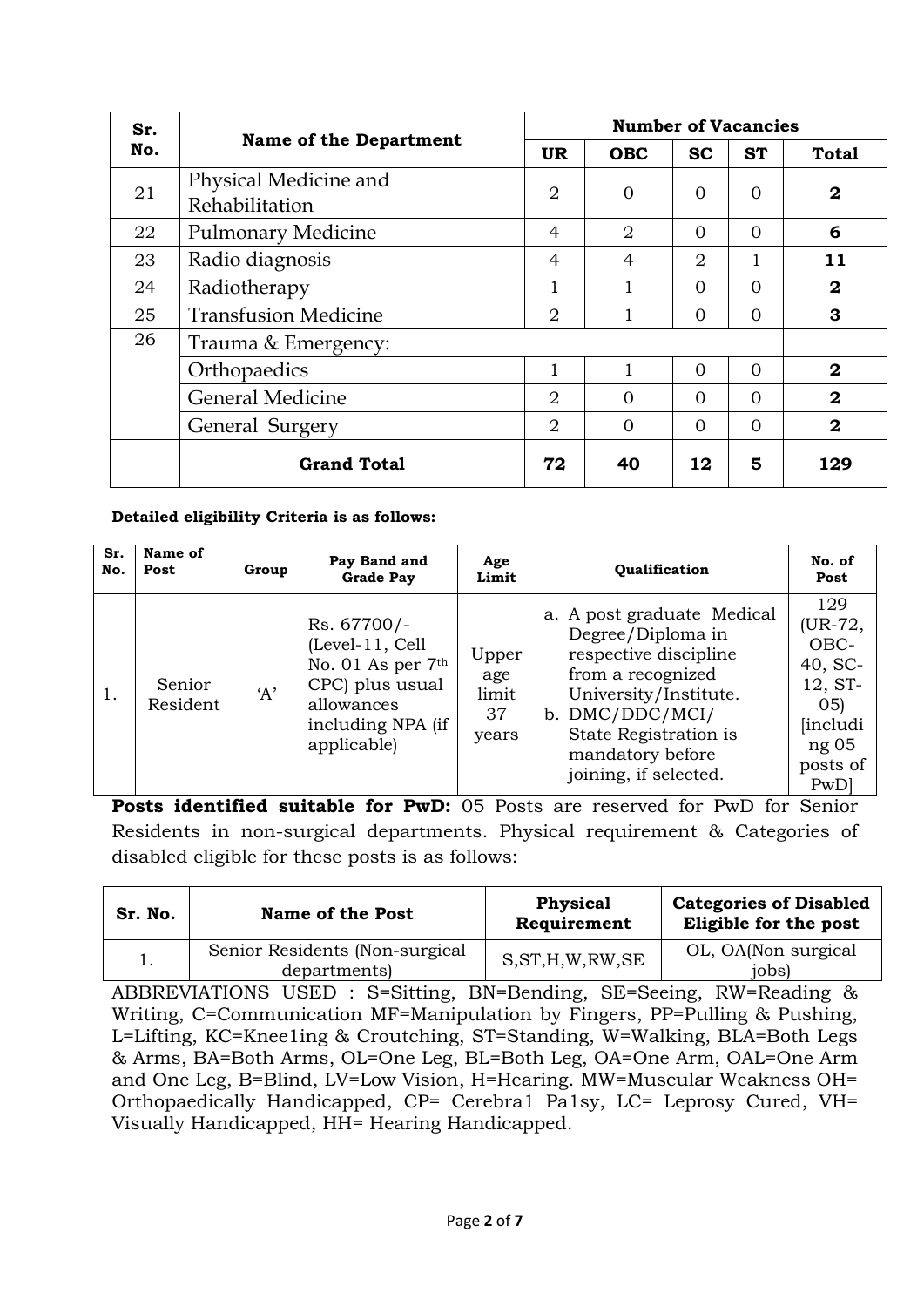| Sr. No. | Name of the Department | Number of Vacancies | | | | |
|---|---|---|---|---|---|---|
| | | UR | OBC | SC | ST | Total |
| 21 | Physical Medicine and Rehabilitation | 2 | 0 | 0 | 0 | **2** |
| 22 | Pulmonary Medicine | 4 | 2 | 0 | 0 | **6** |
| 23 | Radio diagnosis | 4 | 4 | 2 | 1 | **11** |
| 24 | Radiotherapy | 1 | 1 | 0 | 0 | **2** |
| 25 | Transfusion Medicine | 2 | 1 | 0 | 0 | **3** |
| 26 | Trauma & Emergency: | | | | | |
| | Orthopaedics | 1 | 1 | 0 | 0 | **2** |
| | General Medicine | 2 | 0 | 0 | 0 | **2** |
| | General Surgery | 2 | 0 | 0 | 0 | **2** |
| | **Grand Total** | **72** | **40** | **12** | **5** | **129** |

**Detailed eligibility Criteria is as follows:**

| Sr. No. | Name of Post | Group | Pay Band and Grade Pay | Age Limit | Qualification | No. of Post |
|---|---|---|---|---|---|---|
| 1. | Senior Resident | 'A' | Rs. 67700/- (Level-11, Cell No. 01 As per 7th CPC) plus usual allowances including NPA (if applicable) | Upper age limit 37 years | a. A post graduate Medical Degree/Diploma in respective discipline from a recognized University/Institute. b. DMC/DDC/MCI/ State Registration is mandatory before joining, if selected. | 129 (UR-72, OBC-40, SC-12, ST-05) [including 05 posts of PwD] |

**Posts identified suitable for PwD:** 05 Posts are reserved for PwD for Senior Residents in non-surgical departments. Physical requirement & Categories of disabled eligible for these posts is as follows:

| Sr. No. | Name of the Post | Physical Requirement | Categories of Disabled Eligible for the post |
|---|---|---|---|
| 1. | Senior Residents (Non-surgical departments) | S,ST,H,W,RW,SE | OL, OA(Non surgical jobs) |

ABBREVIATIONS USED : S=Sitting, BN=Bending, SE=Seeing, RW=Reading & Writing, C=Communication MF=Manipulation by Fingers, PP=Pulling & Pushing, L=Lifting, KC=Kneeling & Croutching, ST=Standing, W=Walking, BLA=Both Legs & Arms, BA=Both Arms, OL=One Leg, BL=Both Leg, OA=One Arm, OAL=One Arm and One Leg, B=Blind, LV=Low Vision, H=Hearing. MW=Muscular Weakness OH= Orthopaedically Handicapped, CP= Cerebral Palsy, LC= Leprosy Cured, VH= Visually Handicapped, HH= Hearing Handicapped.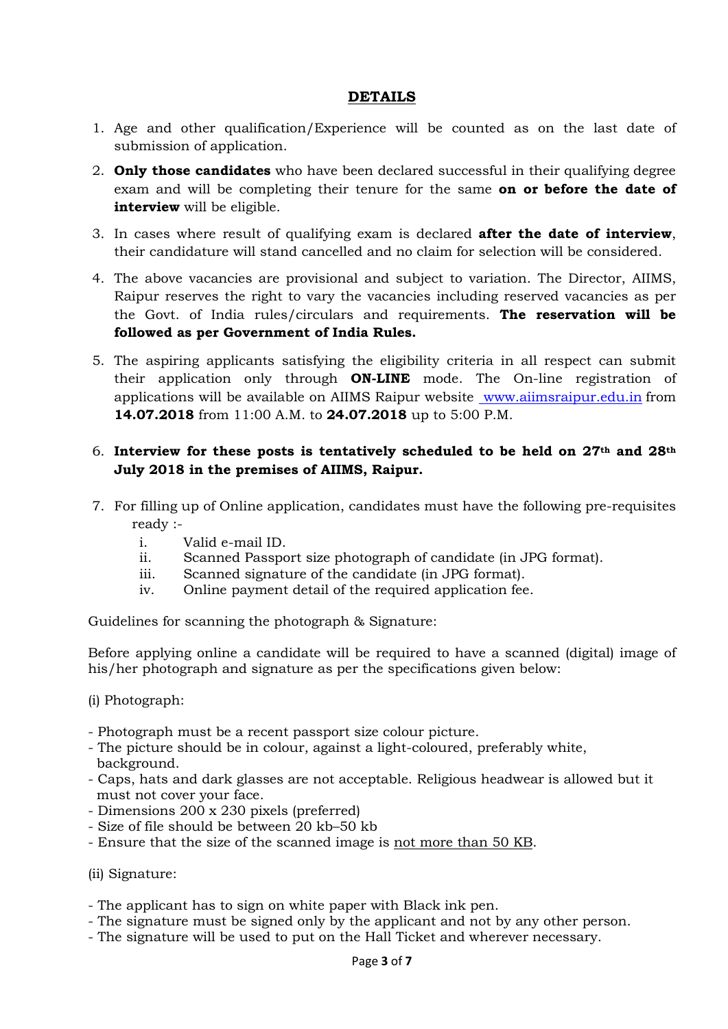## DETAILS

1. Age and other qualification/Experience will be counted as on the last date of submission of application.
2. **Only those candidates** who have been declared successful in their qualifying degree exam and will be completing their tenure for the same **on or before the date of interview** will be eligible.
3. In cases where result of qualifying exam is declared **after the date of interview**, their candidature will stand cancelled and no claim for selection will be considered.
4. The above vacancies are provisional and subject to variation. The Director, AIIMS, Raipur reserves the right to vary the vacancies including reserved vacancies as per the Govt. of India rules/circulars and requirements. **The reservation will be followed as per Government of India Rules.**
5. The aspiring applicants satisfying the eligibility criteria in all respect can submit their application only through **ON-LINE** mode. The On-line registration of applications will be available on AIIMS Raipur website www.aiimsraipur.edu.in from **14.07.2018** from 11:00 A.M. to **24.07.2018** up to 5:00 P.M.
6. **Interview for these posts is tentatively scheduled to be held on 27th and 28th July 2018 in the premises of AIIMS, Raipur.**
7. For filling up of Online application, candidates must have the following pre-requisites ready :-
   i. Valid e-mail ID.
   ii. Scanned Passport size photograph of candidate (in JPG format).
   iii. Scanned signature of the candidate (in JPG format).
   iv. Online payment detail of the required application fee.

Guidelines for scanning the photograph & Signature:

Before applying online a candidate will be required to have a scanned (digital) image of his/her photograph and signature as per the specifications given below:

(i) Photograph:

- Photograph must be a recent passport size colour picture.
- The picture should be in colour, against a light-coloured, preferably white, background.
- Caps, hats and dark glasses are not acceptable. Religious headwear is allowed but it must not cover your face.
- Dimensions 200 x 230 pixels (preferred)
- Size of file should be between 20 kb–50 kb
- Ensure that the size of the scanned image is <u>not more than 50 KB</u>.

(ii) Signature:

- The applicant has to sign on white paper with Black ink pen.
- The signature must be signed only by the applicant and not by any other person.
- The signature will be used to put on the Hall Ticket and wherever necessary.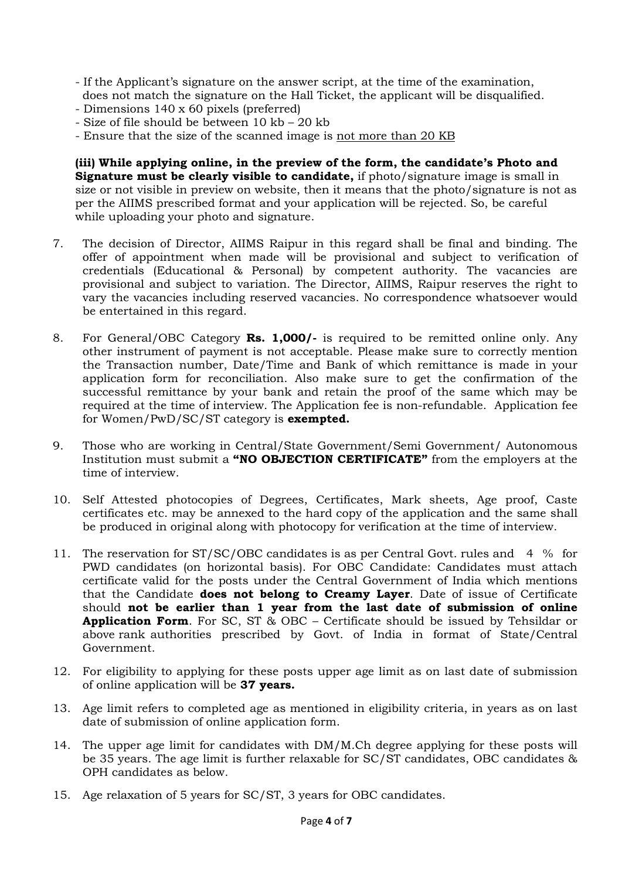- If the Applicant's signature on the answer script, at the time of the examination, does not match the signature on the Hall Ticket, the applicant will be disqualified.
- Dimensions 140 x 60 pixels (preferred)
- Size of file should be between 10 kb – 20 kb
- Ensure that the size of the scanned image is <u>not more than 20 KB</u>

**(iii) While applying online, in the preview of the form, the candidate's Photo and Signature must be clearly visible to candidate,** if photo/signature image is small in size or not visible in preview on website, then it means that the photo/signature is not as per the AIIMS prescribed format and your application will be rejected. So, be careful while uploading your photo and signature.

7. The decision of Director, AIIMS Raipur in this regard shall be final and binding. The offer of appointment when made will be provisional and subject to verification of credentials (Educational & Personal) by competent authority. The vacancies are provisional and subject to variation. The Director, AIIMS, Raipur reserves the right to vary the vacancies including reserved vacancies. No correspondence whatsoever would be entertained in this regard.

8. For General/OBC Category **Rs. 1,000/-** is required to be remitted online only. Any other instrument of payment is not acceptable. Please make sure to correctly mention the Transaction number, Date/Time and Bank of which remittance is made in your application form for reconciliation. Also make sure to get the confirmation of the successful remittance by your bank and retain the proof of the same which may be required at the time of interview. The Application fee is non-refundable. Application fee for Women/PwD/SC/ST category is **exempted.**

9. Those who are working in Central/State Government/Semi Government/ Autonomous Institution must submit a **"NO OBJECTION CERTIFICATE"** from the employers at the time of interview.

10. Self Attested photocopies of Degrees, Certificates, Mark sheets, Age proof, Caste certificates etc. may be annexed to the hard copy of the application and the same shall be produced in original along with photocopy for verification at the time of interview.

11. The reservation for ST/SC/OBC candidates is as per Central Govt. rules and 4 % for PWD candidates (on horizontal basis). For OBC Candidate: Candidates must attach certificate valid for the posts under the Central Government of India which mentions that the Candidate **does not belong to Creamy Layer**. Date of issue of Certificate should **not be earlier than 1 year from the last date of submission of online Application Form**. For SC, ST & OBC – Certificate should be issued by Tehsildar or above rank authorities prescribed by Govt. of India in format of State/Central Government.

12. For eligibility to applying for these posts upper age limit as on last date of submission of online application will be **37 years.**

13. Age limit refers to completed age as mentioned in eligibility criteria, in years as on last date of submission of online application form.

14. The upper age limit for candidates with DM/M.Ch degree applying for these posts will be 35 years. The age limit is further relaxable for SC/ST candidates, OBC candidates & OPH candidates as below.

15. Age relaxation of 5 years for SC/ST, 3 years for OBC candidates.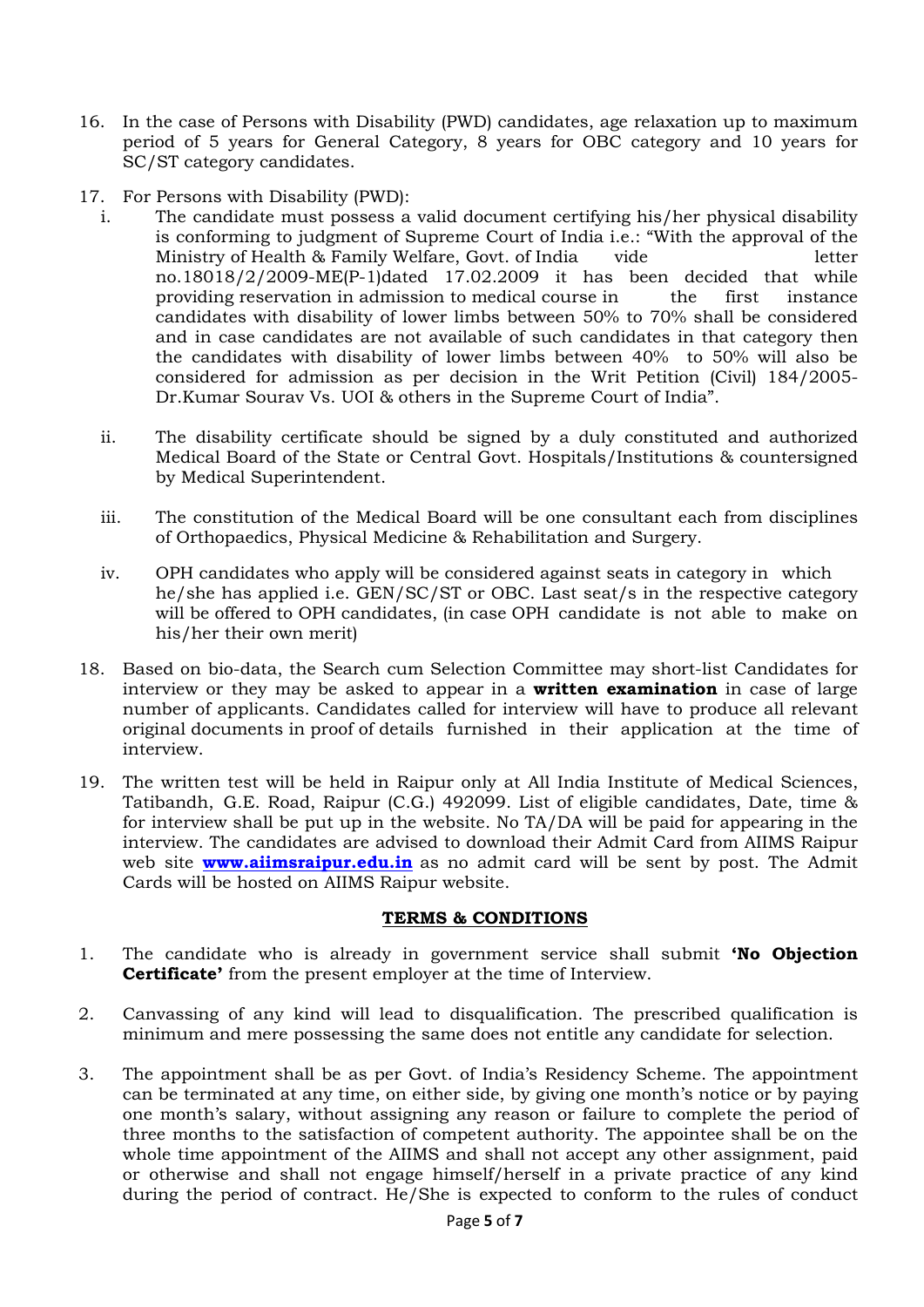16. In the case of Persons with Disability (PWD) candidates, age relaxation up to maximum period of 5 years for General Category, 8 years for OBC category and 10 years for SC/ST category candidates.

17. For Persons with Disability (PWD):

    i. The candidate must possess a valid document certifying his/her physical disability is conforming to judgment of Supreme Court of India i.e.: "With the approval of the Ministry of Health & Family Welfare, Govt. of India vide letter no.18018/2/2009-ME(P-1)dated 17.02.2009 it has been decided that while providing reservation in admission to medical course in the first instance candidates with disability of lower limbs between 50% to 70% shall be considered and in case candidates are not available of such candidates in that category then the candidates with disability of lower limbs between 40% to 50% will also be considered for admission as per decision in the Writ Petition (Civil) 184/2005- Dr.Kumar Sourav Vs. UOI & others in the Supreme Court of India".

    ii. The disability certificate should be signed by a duly constituted and authorized Medical Board of the State or Central Govt. Hospitals/Institutions & countersigned by Medical Superintendent.

    iii. The constitution of the Medical Board will be one consultant each from disciplines of Orthopaedics, Physical Medicine & Rehabilitation and Surgery.

    iv. OPH candidates who apply will be considered against seats in category in which he/she has applied i.e. GEN/SC/ST or OBC. Last seat/s in the respective category will be offered to OPH candidates, (in case OPH candidate is not able to make on his/her their own merit)

18. Based on bio-data, the Search cum Selection Committee may short-list Candidates for interview or they may be asked to appear in a **written examination** in case of large number of applicants. Candidates called for interview will have to produce all relevant original documents in proof of details furnished in their application at the time of interview.

19. The written test will be held in Raipur only at All India Institute of Medical Sciences, Tatibandh, G.E. Road, Raipur (C.G.) 492099. List of eligible candidates, Date, time & for interview shall be put up in the website. No TA/DA will be paid for appearing in the interview. The candidates are advised to download their Admit Card from AIIMS Raipur web site **www.aiimsraipur.edu.in** as no admit card will be sent by post. The Admit Cards will be hosted on AIIMS Raipur website.

## TERMS & CONDITIONS

1. The candidate who is already in government service shall submit **'No Objection Certificate'** from the present employer at the time of Interview.

2. Canvassing of any kind will lead to disqualification. The prescribed qualification is minimum and mere possessing the same does not entitle any candidate for selection.

3. The appointment shall be as per Govt. of India's Residency Scheme. The appointment can be terminated at any time, on either side, by giving one month's notice or by paying one month's salary, without assigning any reason or failure to complete the period of three months to the satisfaction of competent authority. The appointee shall be on the whole time appointment of the AIIMS and shall not accept any other assignment, paid or otherwise and shall not engage himself/herself in a private practice of any kind during the period of contract. He/She is expected to conform to the rules of conduct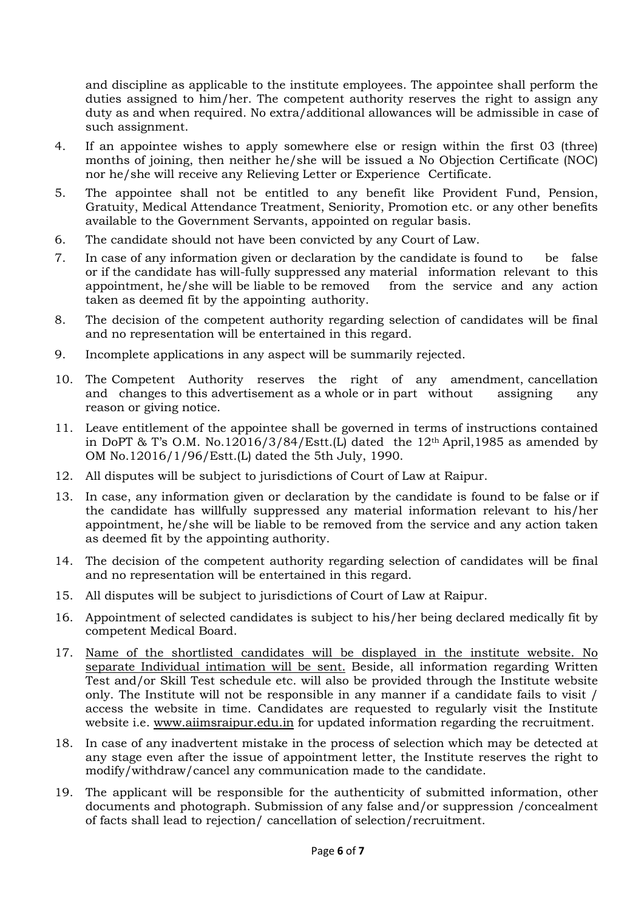and discipline as applicable to the institute employees. The appointee shall perform the duties assigned to him/her. The competent authority reserves the right to assign any duty as and when required. No extra/additional allowances will be admissible in case of such assignment.

4. If an appointee wishes to apply somewhere else or resign within the first 03 (three) months of joining, then neither he/she will be issued a No Objection Certificate (NOC) nor he/she will receive any Relieving Letter or Experience Certificate.
5. The appointee shall not be entitled to any benefit like Provident Fund, Pension, Gratuity, Medical Attendance Treatment, Seniority, Promotion etc. or any other benefits available to the Government Servants, appointed on regular basis.
6. The candidate should not have been convicted by any Court of Law.
7. In case of any information given or declaration by the candidate is found to be false or if the candidate has will-fully suppressed any material information relevant to this appointment, he/she will be liable to be removed from the service and any action taken as deemed fit by the appointing authority.
8. The decision of the competent authority regarding selection of candidates will be final and no representation will be entertained in this regard.
9. Incomplete applications in any aspect will be summarily rejected.
10. The Competent Authority reserves the right of any amendment, cancellation and changes to this advertisement as a whole or in part without assigning any reason or giving notice.
11. Leave entitlement of the appointee shall be governed in terms of instructions contained in DoPT & T's O.M. No.12016/3/84/Estt.(L) dated the 12th April,1985 as amended by OM No.12016/1/96/Estt.(L) dated the 5th July, 1990.
12. All disputes will be subject to jurisdictions of Court of Law at Raipur.
13. In case, any information given or declaration by the candidate is found to be false or if the candidate has willfully suppressed any material information relevant to his/her appointment, he/she will be liable to be removed from the service and any action taken as deemed fit by the appointing authority.
14. The decision of the competent authority regarding selection of candidates will be final and no representation will be entertained in this regard.
15. All disputes will be subject to jurisdictions of Court of Law at Raipur.
16. Appointment of selected candidates is subject to his/her being declared medically fit by competent Medical Board.
17. Name of the shortlisted candidates will be displayed in the institute website. No separate Individual intimation will be sent. Beside, all information regarding Written Test and/or Skill Test schedule etc. will also be provided through the Institute website only. The Institute will not be responsible in any manner if a candidate fails to visit / access the website in time. Candidates are requested to regularly visit the Institute website i.e. www.aiimsraipur.edu.in for updated information regarding the recruitment.
18. In case of any inadvertent mistake in the process of selection which may be detected at any stage even after the issue of appointment letter, the Institute reserves the right to modify/withdraw/cancel any communication made to the candidate.
19. The applicant will be responsible for the authenticity of submitted information, other documents and photograph. Submission of any false and/or suppression /concealment of facts shall lead to rejection/ cancellation of selection/recruitment.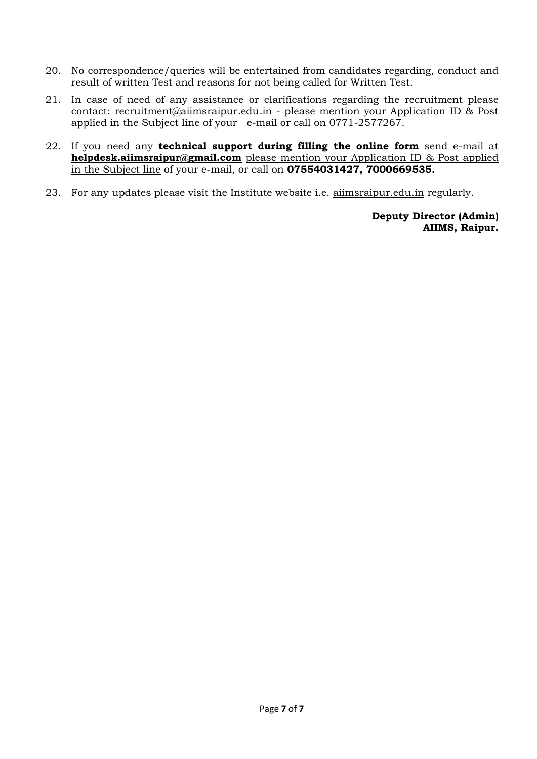20. No correspondence/queries will be entertained from candidates regarding, conduct and result of written Test and reasons for not being called for Written Test.

21. In case of need of any assistance or clarifications regarding the recruitment please contact: recruitment@aiimsraipur.edu.in - please mention your Application ID & Post applied in the Subject line of your e-mail or call on 0771-2577267.

22. If you need any **technical support during filling the online form** send e-mail at **helpdesk.aiimsraipur@gmail.com** please mention your Application ID & Post applied in the Subject line of your e-mail, or call on **07554031427, 7000669535.**

23. For any updates please visit the Institute website i.e. aiimsraipur.edu.in regularly.

**Deputy Director (Admin)**
**AIIMS, Raipur.**